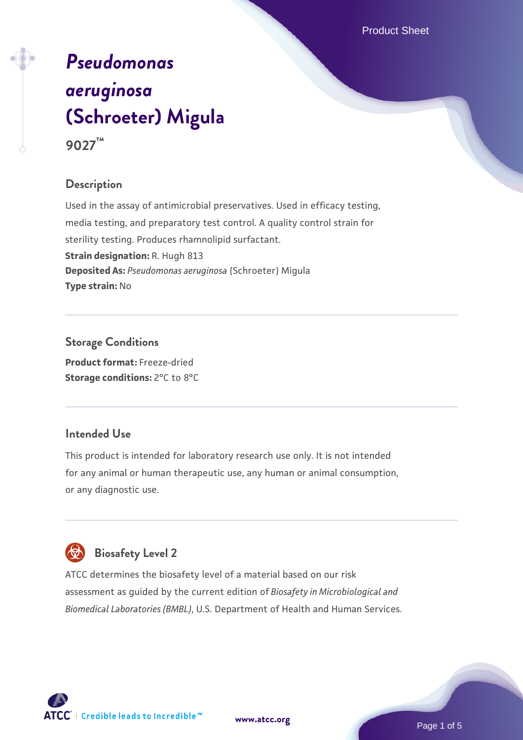# *Pseudomonas aeruginosa* (Schroeter) Migula

**9027™**

## Description

Used in the assay of antimicrobial preservatives. Used in efficacy testing, media testing, and preparatory test control. A quality control strain for sterility testing. Produces rhamnolipid surfactant.

**Strain designation:** R. Hugh 813

**Deposited As:** *Pseudomonas aeruginosa* (Schroeter) Migula

**Type strain:** No

## Storage Conditions

**Product format:** Freeze-dried

**Storage conditions:** 2°C to 8°C

## Intended Use

This product is intended for laboratory research use only. It is not intended for any animal or human therapeutic use, any human or animal consumption, or any diagnostic use.

## Biosafety Level 2

ATCC determines the biosafety level of a material based on our risk assessment as guided by the current edition of *Biosafety in Microbiological and Biomedical Laboratories (BMBL)*, U.S. Department of Health and Human Services.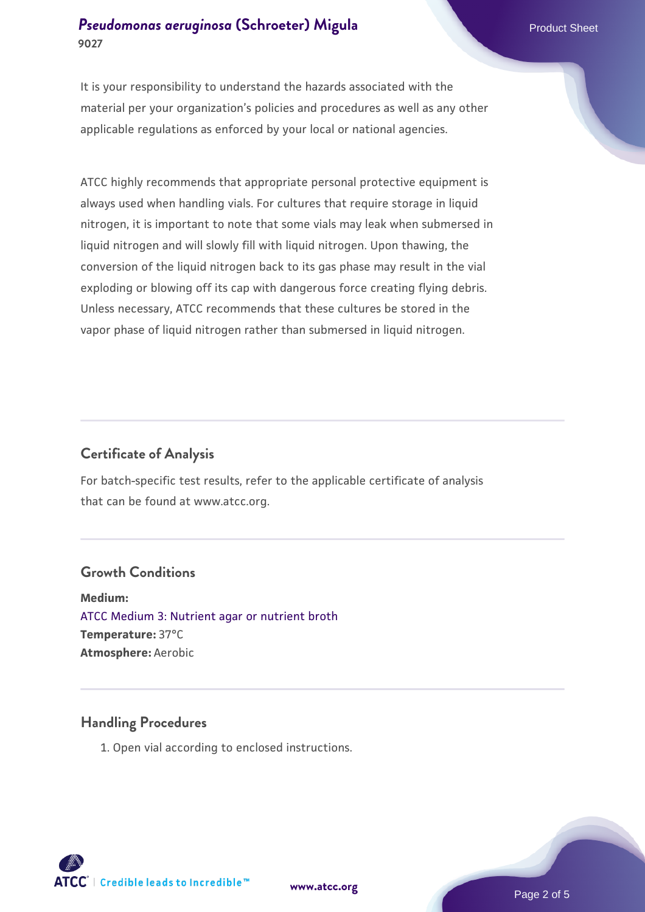It is your responsibility to understand the hazards associated with the material per your organization's policies and procedures as well as any other applicable regulations as enforced by your local or national agencies.

ATCC highly recommends that appropriate personal protective equipment is always used when handling vials. For cultures that require storage in liquid nitrogen, it is important to note that some vials may leak when submersed in liquid nitrogen and will slowly fill with liquid nitrogen. Upon thawing, the conversion of the liquid nitrogen back to its gas phase may result in the vial exploding or blowing off its cap with dangerous force creating flying debris. Unless necessary, ATCC recommends that these cultures be stored in the vapor phase of liquid nitrogen rather than submersed in liquid nitrogen.

## Certificate of Analysis

For batch-specific test results, refer to the applicable certificate of analysis that can be found at www.atcc.org.

## Growth Conditions

**Medium:**
ATCC Medium 3: Nutrient agar or nutrient broth
**Temperature:** 37°C
**Atmosphere:** Aerobic

## Handling Procedures

1. Open vial according to enclosed instructions.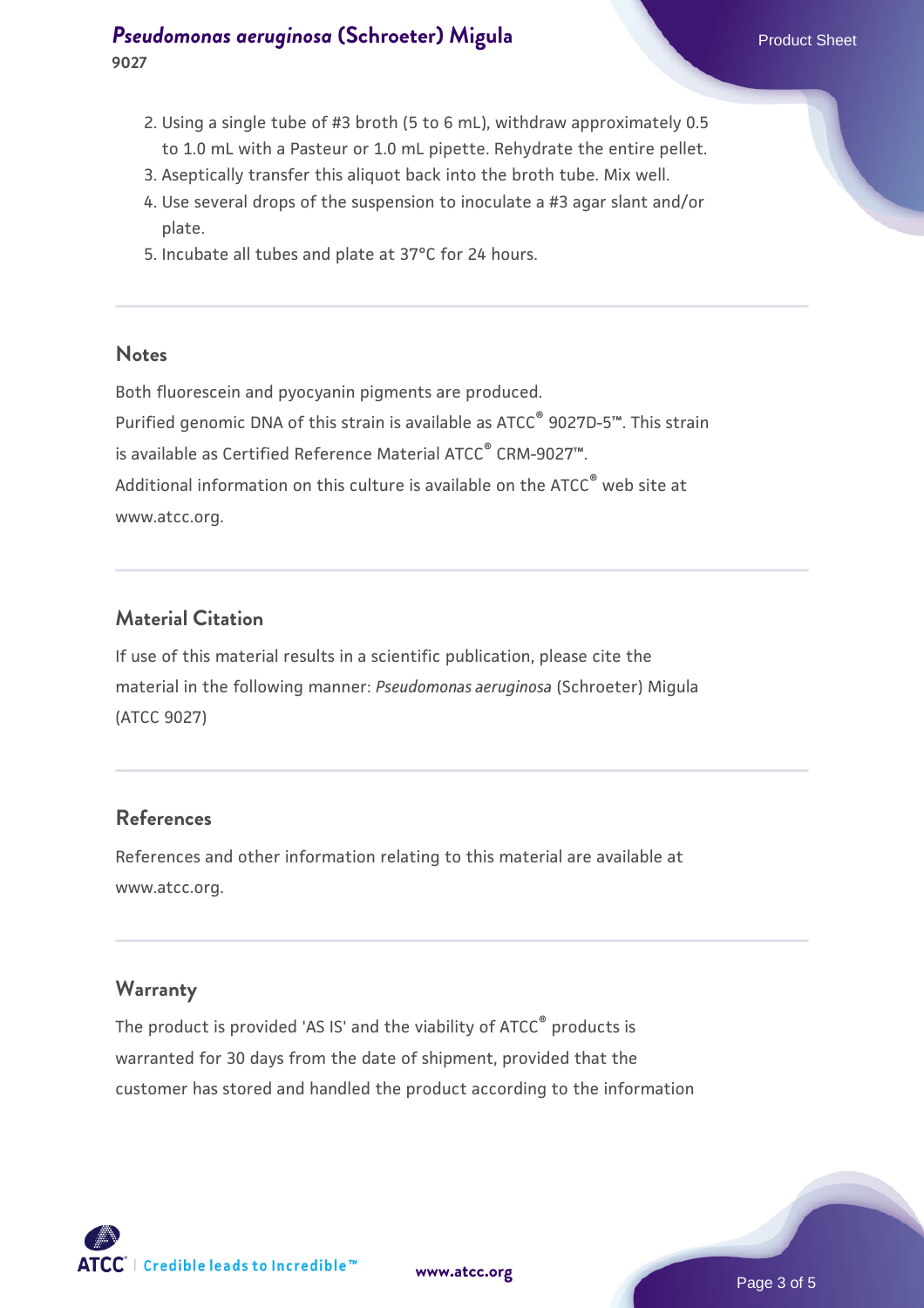2. Using a single tube of #3 broth (5 to 6 mL), withdraw approximately 0.5 to 1.0 mL with a Pasteur or 1.0 mL pipette. Rehydrate the entire pellet.
3. Aseptically transfer this aliquot back into the broth tube. Mix well.
4. Use several drops of the suspension to inoculate a #3 agar slant and/or plate.
5. Incubate all tubes and plate at 37°C for 24 hours.

## Notes

Both fluorescein and pyocyanin pigments are produced.
Purified genomic DNA of this strain is available as ATCC® 9027D-5™. This strain is available as Certified Reference Material ATCC® CRM-9027™.
Additional information on this culture is available on the ATCC® web site at www.atcc.org.

## Material Citation

If use of this material results in a scientific publication, please cite the material in the following manner: *Pseudomonas aeruginosa* (Schroeter) Migula (ATCC 9027)

## References

References and other information relating to this material are available at www.atcc.org.

## Warranty

The product is provided 'AS IS' and the viability of ATCC® products is warranted for 30 days from the date of shipment, provided that the customer has stored and handled the product according to the information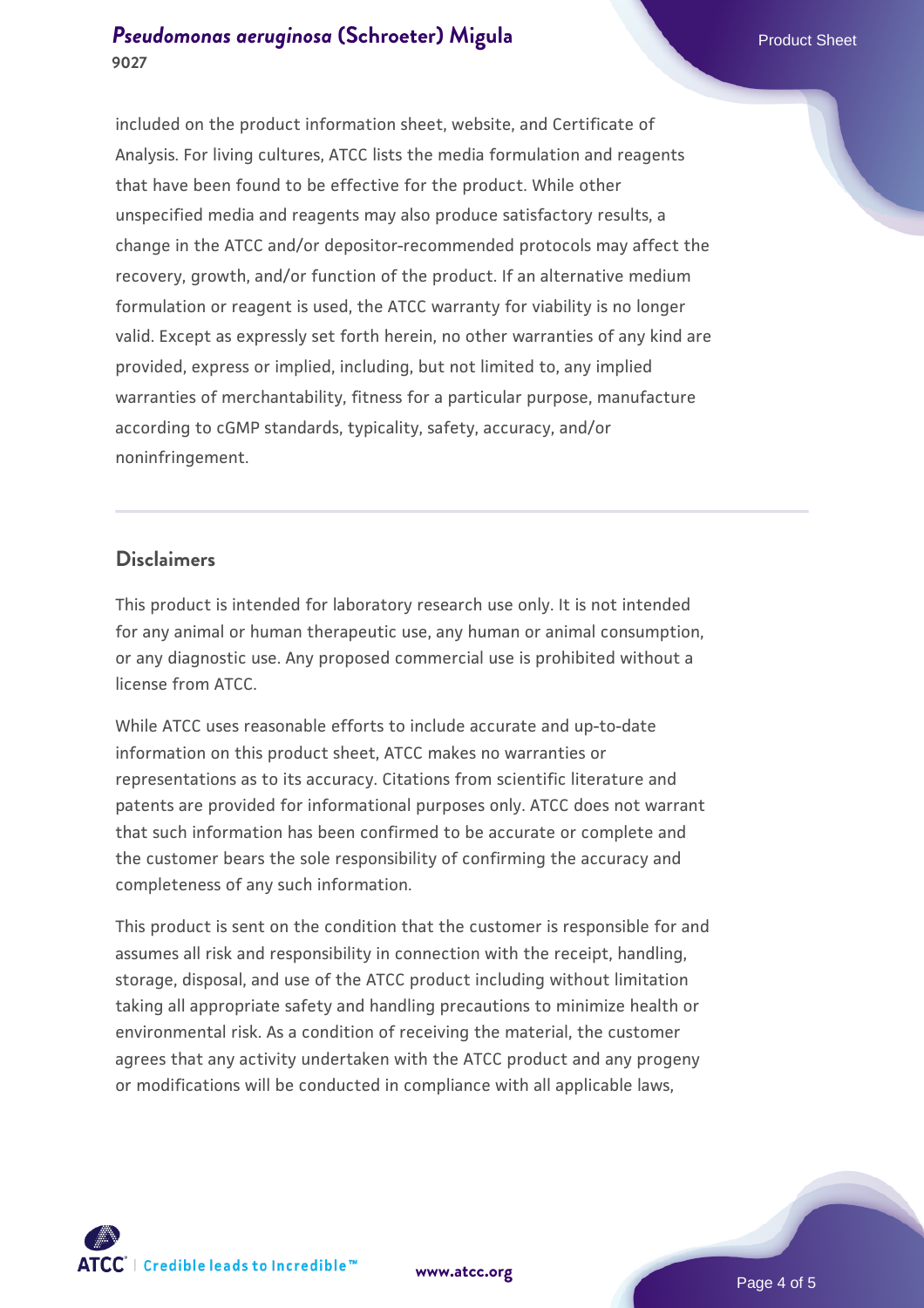included on the product information sheet, website, and Certificate of Analysis. For living cultures, ATCC lists the media formulation and reagents that have been found to be effective for the product. While other unspecified media and reagents may also produce satisfactory results, a change in the ATCC and/or depositor-recommended protocols may affect the recovery, growth, and/or function of the product. If an alternative medium formulation or reagent is used, the ATCC warranty for viability is no longer valid. Except as expressly set forth herein, no other warranties of any kind are provided, express or implied, including, but not limited to, any implied warranties of merchantability, fitness for a particular purpose, manufacture according to cGMP standards, typicality, safety, accuracy, and/or noninfringement.

## Disclaimers

This product is intended for laboratory research use only. It is not intended for any animal or human therapeutic use, any human or animal consumption, or any diagnostic use. Any proposed commercial use is prohibited without a license from ATCC.

While ATCC uses reasonable efforts to include accurate and up-to-date information on this product sheet, ATCC makes no warranties or representations as to its accuracy. Citations from scientific literature and patents are provided for informational purposes only. ATCC does not warrant that such information has been confirmed to be accurate or complete and the customer bears the sole responsibility of confirming the accuracy and completeness of any such information.

This product is sent on the condition that the customer is responsible for and assumes all risk and responsibility in connection with the receipt, handling, storage, disposal, and use of the ATCC product including without limitation taking all appropriate safety and handling precautions to minimize health or environmental risk. As a condition of receiving the material, the customer agrees that any activity undertaken with the ATCC product and any progeny or modifications will be conducted in compliance with all applicable laws,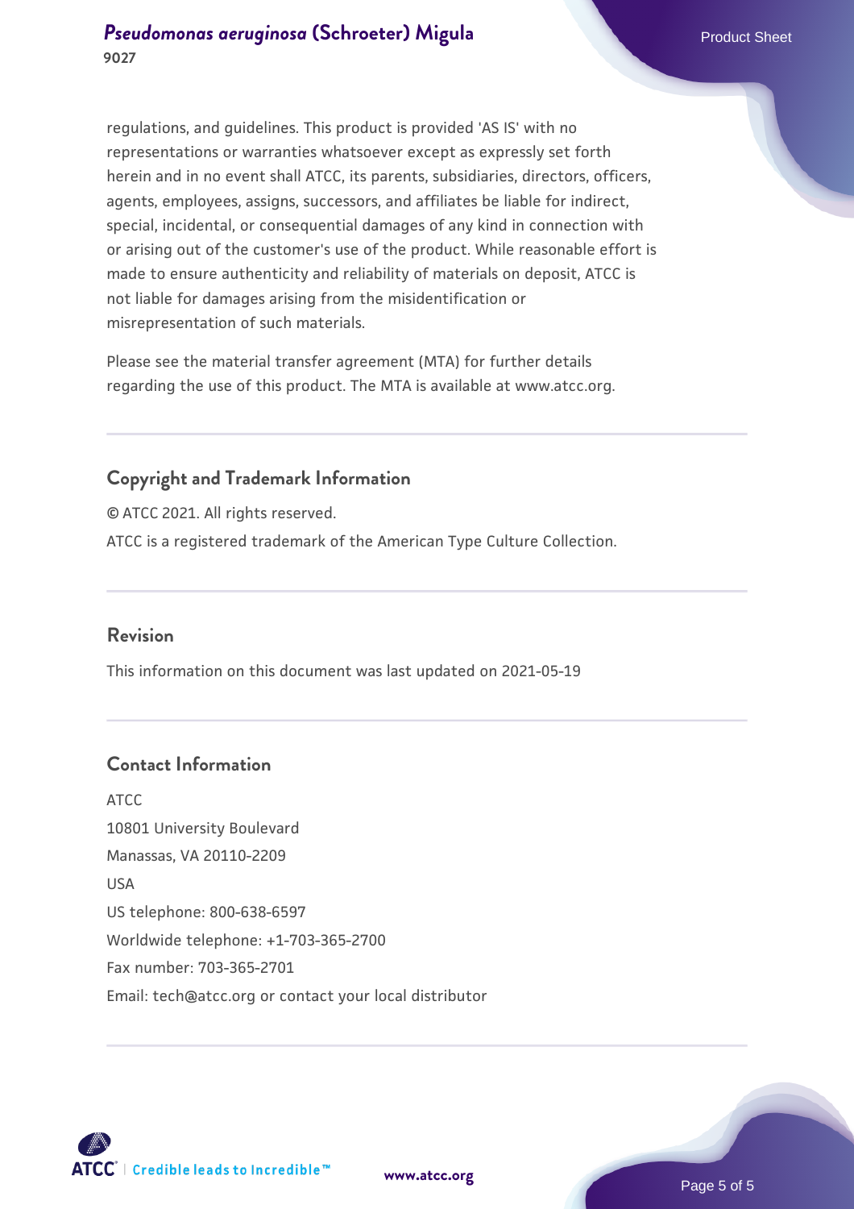regulations, and guidelines. This product is provided 'AS IS' with no representations or warranties whatsoever except as expressly set forth herein and in no event shall ATCC, its parents, subsidiaries, directors, officers, agents, employees, assigns, successors, and affiliates be liable for indirect, special, incidental, or consequential damages of any kind in connection with or arising out of the customer's use of the product. While reasonable effort is made to ensure authenticity and reliability of materials on deposit, ATCC is not liable for damages arising from the misidentification or misrepresentation of such materials.

Please see the material transfer agreement (MTA) for further details regarding the use of this product. The MTA is available at www.atcc.org.

## Copyright and Trademark Information

© ATCC 2021. All rights reserved.

ATCC is a registered trademark of the American Type Culture Collection.

## Revision

This information on this document was last updated on 2021-05-19

## Contact Information

ATCC
10801 University Boulevard
Manassas, VA 20110-2209
USA
US telephone: 800-638-6597
Worldwide telephone: +1-703-365-2700
Fax number: 703-365-2701
Email: tech@atcc.org or contact your local distributor